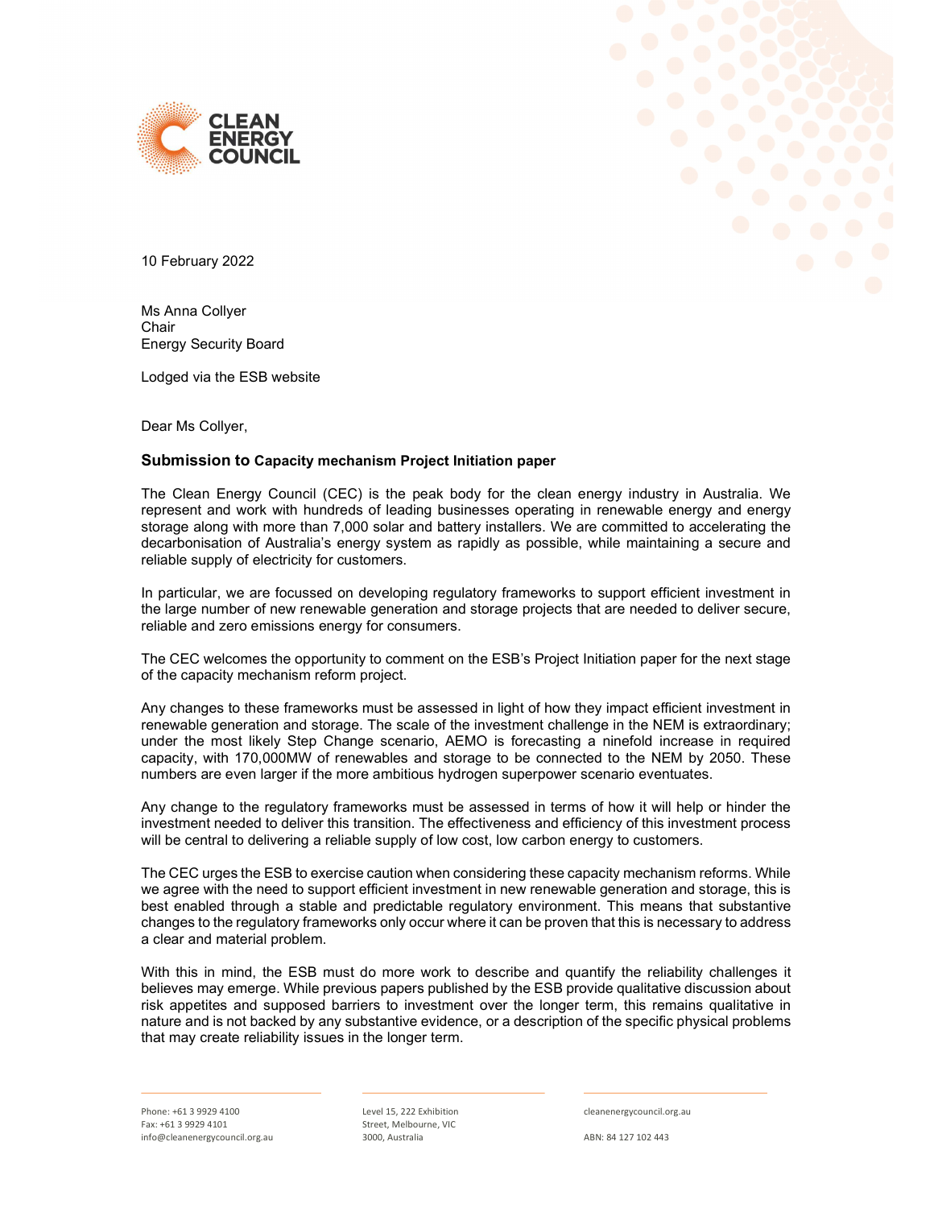10 February 2022

Ms Anna Collyer
Chair
Energy Security Board

Lodged via the ESB website

Dear Ms Collyer,

### Submission to Capacity mechanism Project Initiation paper

The Clean Energy Council (CEC) is the peak body for the clean energy industry in Australia. We represent and work with hundreds of leading businesses operating in renewable energy and energy storage along with more than 7,000 solar and battery installers. We are committed to accelerating the decarbonisation of Australia's energy system as rapidly as possible, while maintaining a secure and reliable supply of electricity for customers.

In particular, we are focussed on developing regulatory frameworks to support efficient investment in the large number of new renewable generation and storage projects that are needed to deliver secure, reliable and zero emissions energy for consumers.

The CEC welcomes the opportunity to comment on the ESB's Project Initiation paper for the next stage of the capacity mechanism reform project.

Any changes to these frameworks must be assessed in light of how they impact efficient investment in renewable generation and storage. The scale of the investment challenge in the NEM is extraordinary; under the most likely Step Change scenario, AEMO is forecasting a ninefold increase in required capacity, with 170,000MW of renewables and storage to be connected to the NEM by 2050. These numbers are even larger if the more ambitious hydrogen superpower scenario eventuates.

Any change to the regulatory frameworks must be assessed in terms of how it will help or hinder the investment needed to deliver this transition. The effectiveness and efficiency of this investment process will be central to delivering a reliable supply of low cost, low carbon energy to customers.

The CEC urges the ESB to exercise caution when considering these capacity mechanism reforms. While we agree with the need to support efficient investment in new renewable generation and storage, this is best enabled through a stable and predictable regulatory environment. This means that substantive changes to the regulatory frameworks only occur where it can be proven that this is necessary to address a clear and material problem.

With this in mind, the ESB must do more work to describe and quantify the reliability challenges it believes may emerge. While previous papers published by the ESB provide qualitative discussion about risk appetites and supposed barriers to investment over the longer term, this remains qualitative in nature and is not backed by any substantive evidence, or a description of the specific physical problems that may create reliability issues in the longer term.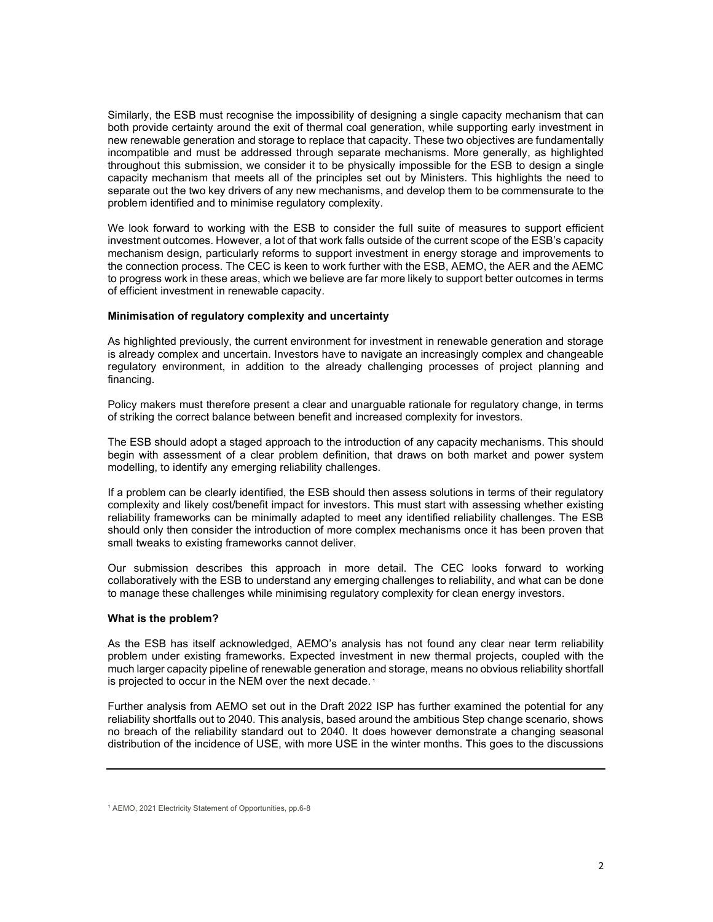Similarly, the ESB must recognise the impossibility of designing a single capacity mechanism that can both provide certainty around the exit of thermal coal generation, while supporting early investment in new renewable generation and storage to replace that capacity. These two objectives are fundamentally incompatible and must be addressed through separate mechanisms. More generally, as highlighted throughout this submission, we consider it to be physically impossible for the ESB to design a single capacity mechanism that meets all of the principles set out by Ministers. This highlights the need to separate out the two key drivers of any new mechanisms, and develop them to be commensurate to the problem identified and to minimise regulatory complexity.

We look forward to working with the ESB to consider the full suite of measures to support efficient investment outcomes. However, a lot of that work falls outside of the current scope of the ESB's capacity mechanism design, particularly reforms to support investment in energy storage and improvements to the connection process. The CEC is keen to work further with the ESB, AEMO, the AER and the AEMC to progress work in these areas, which we believe are far more likely to support better outcomes in terms of efficient investment in renewable capacity.

**Minimisation of regulatory complexity and uncertainty**

As highlighted previously, the current environment for investment in renewable generation and storage is already complex and uncertain. Investors have to navigate an increasingly complex and changeable regulatory environment, in addition to the already challenging processes of project planning and financing.

Policy makers must therefore present a clear and unarguable rationale for regulatory change, in terms of striking the correct balance between benefit and increased complexity for investors.

The ESB should adopt a staged approach to the introduction of any capacity mechanisms. This should begin with assessment of a clear problem definition, that draws on both market and power system modelling, to identify any emerging reliability challenges.

If a problem can be clearly identified, the ESB should then assess solutions in terms of their regulatory complexity and likely cost/benefit impact for investors. This must start with assessing whether existing reliability frameworks can be minimally adapted to meet any identified reliability challenges. The ESB should only then consider the introduction of more complex mechanisms once it has been proven that small tweaks to existing frameworks cannot deliver.

Our submission describes this approach in more detail. The CEC looks forward to working collaboratively with the ESB to understand any emerging challenges to reliability, and what can be done to manage these challenges while minimising regulatory complexity for clean energy investors.

**What is the problem?**

As the ESB has itself acknowledged, AEMO's analysis has not found any clear near term reliability problem under existing frameworks. Expected investment in new thermal projects, coupled with the much larger capacity pipeline of renewable generation and storage, means no obvious reliability shortfall is projected to occur in the NEM over the next decade. [1]

Further analysis from AEMO set out in the Draft 2022 ISP has further examined the potential for any reliability shortfalls out to 2040. This analysis, based around the ambitious Step change scenario, shows no breach of the reliability standard out to 2040. It does however demonstrate a changing seasonal distribution of the incidence of USE, with more USE in the winter months. This goes to the discussions

---

[1] AEMO, 2021 Electricity Statement of Opportunities, pp.6-8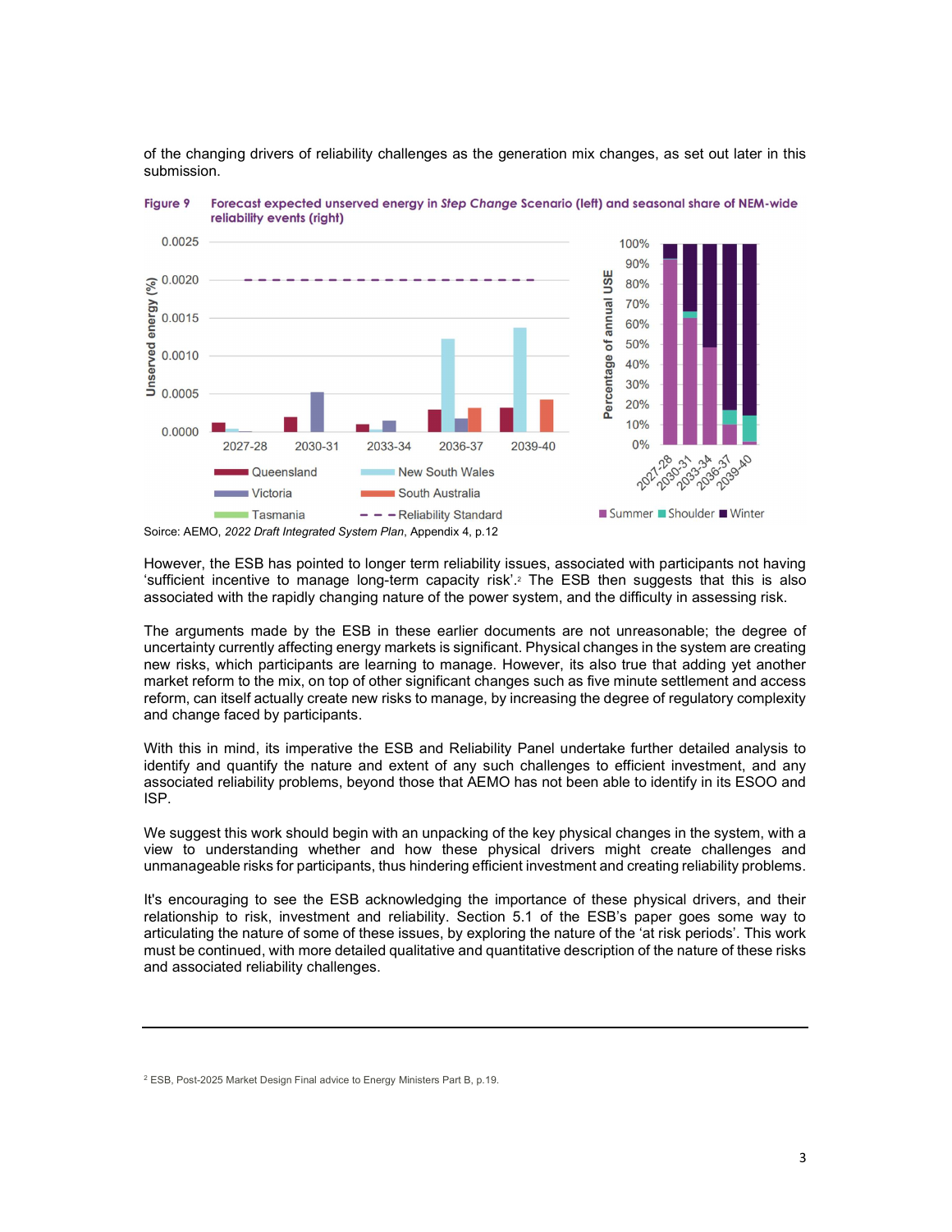of the changing drivers of reliability challenges as the generation mix changes, as set out later in this submission.

**Figure 9** Forecast expected unserved energy in *Step Change* Scenario (left) and seasonal share of NEM-wide reliability events (right)

Soirce: AEMO, *2022 Draft Integrated System Plan*, Appendix 4, p.12

However, the ESB has pointed to longer term reliability issues, associated with participants not having 'sufficient incentive to manage long-term capacity risk'.[2] The ESB then suggests that this is also associated with the rapidly changing nature of the power system, and the difficulty in assessing risk.

The arguments made by the ESB in these earlier documents are not unreasonable; the degree of uncertainty currently affecting energy markets is significant. Physical changes in the system are creating new risks, which participants are learning to manage. However, its also true that adding yet another market reform to the mix, on top of other significant changes such as five minute settlement and access reform, can itself actually create new risks to manage, by increasing the degree of regulatory complexity and change faced by participants.

With this in mind, its imperative the ESB and Reliability Panel undertake further detailed analysis to identify and quantify the nature and extent of any such challenges to efficient investment, and any associated reliability problems, beyond those that AEMO has not been able to identify in its ESOO and ISP.

We suggest this work should begin with an unpacking of the key physical changes in the system, with a view to understanding whether and how these physical drivers might create challenges and unmanageable risks for participants, thus hindering efficient investment and creating reliability problems.

It's encouraging to see the ESB acknowledging the importance of these physical drivers, and their relationship to risk, investment and reliability. Section 5.1 of the ESB's paper goes some way to articulating the nature of some of these issues, by exploring the nature of the 'at risk periods'. This work must be continued, with more detailed qualitative and quantitative description of the nature of these risks and associated reliability challenges.

---

[2] ESB, Post-2025 Market Design Final advice to Energy Ministers Part B, p.19.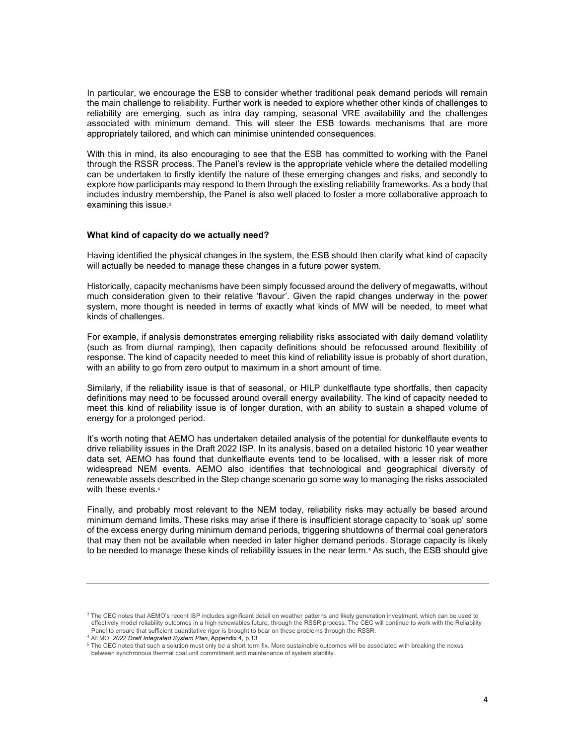In particular, we encourage the ESB to consider whether traditional peak demand periods will remain the main challenge to reliability. Further work is needed to explore whether other kinds of challenges to reliability are emerging, such as intra day ramping, seasonal VRE availability and the challenges associated with minimum demand. This will steer the ESB towards mechanisms that are more appropriately tailored, and which can minimise unintended consequences.

With this in mind, its also encouraging to see that the ESB has committed to working with the Panel through the RSSR process. The Panel's review is the appropriate vehicle where the detailed modelling can be undertaken to firstly identify the nature of these emerging changes and risks, and secondly to explore how participants may respond to them through the existing reliability frameworks. As a body that includes industry membership, the Panel is also well placed to foster a more collaborative approach to examining this issue.[3]

**What kind of capacity do we actually need?**

Having identified the physical changes in the system, the ESB should then clarify what kind of capacity will actually be needed to manage these changes in a future power system.

Historically, capacity mechanisms have been simply focussed around the delivery of megawatts, without much consideration given to their relative 'flavour'. Given the rapid changes underway in the power system, more thought is needed in terms of exactly what kinds of MW will be needed, to meet what kinds of challenges.

For example, if analysis demonstrates emerging reliability risks associated with daily demand volatility (such as from diurnal ramping), then capacity definitions should be refocussed around flexibility of response. The kind of capacity needed to meet this kind of reliability issue is probably of short duration, with an ability to go from zero output to maximum in a short amount of time.

Similarly, if the reliability issue is that of seasonal, or HILP dunkelflaute type shortfalls, then capacity definitions may need to be focussed around overall energy availability. The kind of capacity needed to meet this kind of reliability issue is of longer duration, with an ability to sustain a shaped volume of energy for a prolonged period.

It's worth noting that AEMO has undertaken detailed analysis of the potential for dunkelflaute events to drive reliability issues in the Draft 2022 ISP. In its analysis, based on a detailed historic 10 year weather data set, AEMO has found that dunkelflaute events tend to be localised, with a lesser risk of more widespread NEM events. AEMO also identifies that technological and geographical diversity of renewable assets described in the Step change scenario go some way to managing the risks associated with these events.[4]

Finally, and probably most relevant to the NEM today, reliability risks may actually be based around minimum demand limits. These risks may arise if there is insufficient storage capacity to 'soak up' some of the excess energy during minimum demand periods, triggering shutdowns of thermal coal generators that may then not be available when needed in later higher demand periods. Storage capacity is likely to be needed to manage these kinds of reliability issues in the near term.[5] As such, the ESB should give

---

[3] The CEC notes that AEMO's recent ISP includes significant detail on weather patterns and likely generation investment, which can be used to effectively model reliability outcomes in a high renewables future, through the RSSR process. The CEC will continue to work with the Reliability Panel to ensure that sufficient quantitative rigor is brought to bear on these problems through the RSSR.

[4] AEMO, *2022 Draft Integrated System Plan*, Appendix 4, p.13

[5] The CEC notes that such a solution must only be a short term fix. More sustainable outcomes will be associated with breaking the nexus between synchronous thermal coal unit commitment and maintenance of system stability.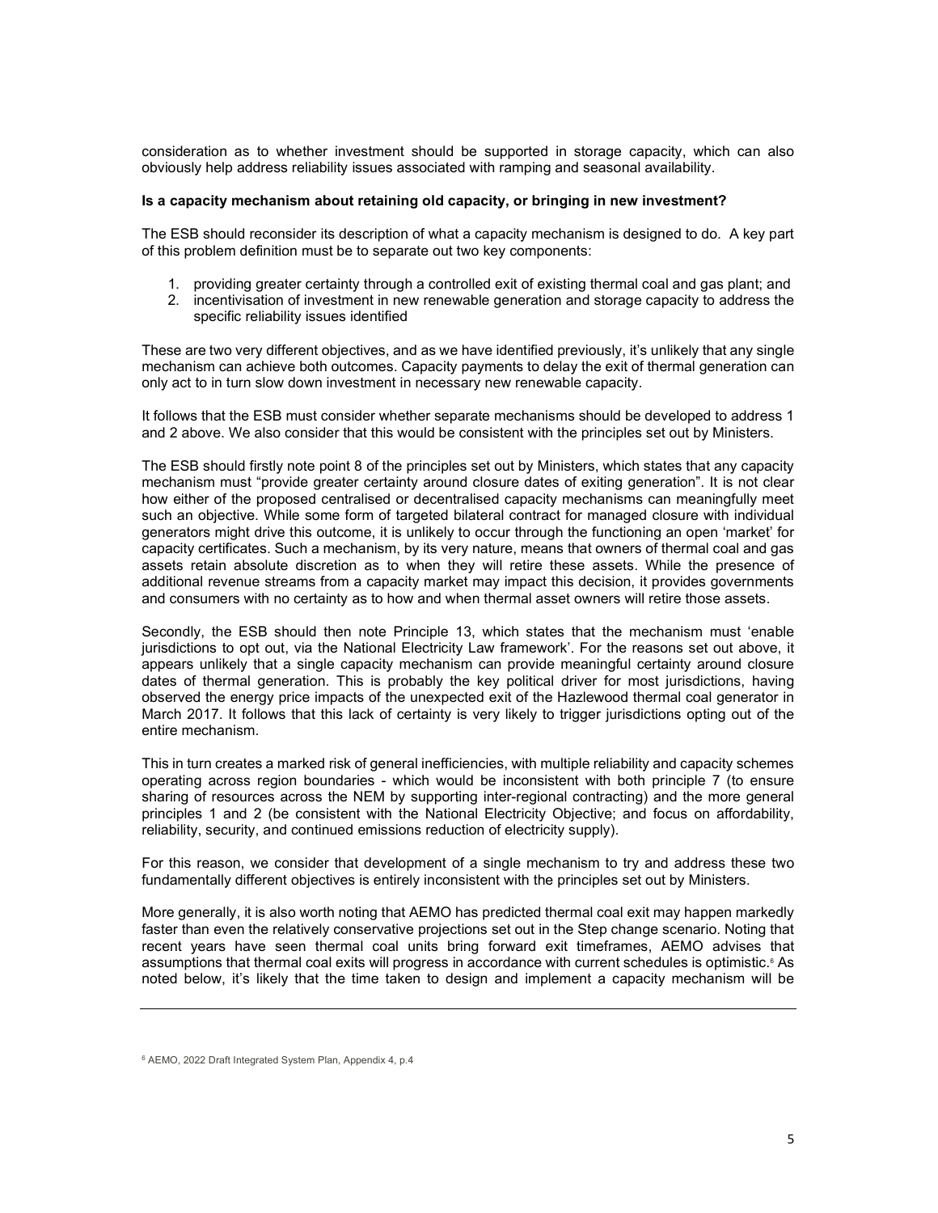consideration as to whether investment should be supported in storage capacity, which can also obviously help address reliability issues associated with ramping and seasonal availability.

**Is a capacity mechanism about retaining old capacity, or bringing in new investment?**

The ESB should reconsider its description of what a capacity mechanism is designed to do. A key part of this problem definition must be to separate out two key components:

1. providing greater certainty through a controlled exit of existing thermal coal and gas plant; and
2. incentivisation of investment in new renewable generation and storage capacity to address the specific reliability issues identified

These are two very different objectives, and as we have identified previously, it's unlikely that any single mechanism can achieve both outcomes. Capacity payments to delay the exit of thermal generation can only act to in turn slow down investment in necessary new renewable capacity.

It follows that the ESB must consider whether separate mechanisms should be developed to address 1 and 2 above. We also consider that this would be consistent with the principles set out by Ministers.

The ESB should firstly note point 8 of the principles set out by Ministers, which states that any capacity mechanism must "provide greater certainty around closure dates of exiting generation". It is not clear how either of the proposed centralised or decentralised capacity mechanisms can meaningfully meet such an objective. While some form of targeted bilateral contract for managed closure with individual generators might drive this outcome, it is unlikely to occur through the functioning an open 'market' for capacity certificates. Such a mechanism, by its very nature, means that owners of thermal coal and gas assets retain absolute discretion as to when they will retire these assets. While the presence of additional revenue streams from a capacity market may impact this decision, it provides governments and consumers with no certainty as to how and when thermal asset owners will retire those assets.

Secondly, the ESB should then note Principle 13, which states that the mechanism must 'enable jurisdictions to opt out, via the National Electricity Law framework'. For the reasons set out above, it appears unlikely that a single capacity mechanism can provide meaningful certainty around closure dates of thermal generation. This is probably the key political driver for most jurisdictions, having observed the energy price impacts of the unexpected exit of the Hazlewood thermal coal generator in March 2017. It follows that this lack of certainty is very likely to trigger jurisdictions opting out of the entire mechanism.

This in turn creates a marked risk of general inefficiencies, with multiple reliability and capacity schemes operating across region boundaries - which would be inconsistent with both principle 7 (to ensure sharing of resources across the NEM by supporting inter-regional contracting) and the more general principles 1 and 2 (be consistent with the National Electricity Objective; and focus on affordability, reliability, security, and continued emissions reduction of electricity supply).

For this reason, we consider that development of a single mechanism to try and address these two fundamentally different objectives is entirely inconsistent with the principles set out by Ministers.

More generally, it is also worth noting that AEMO has predicted thermal coal exit may happen markedly faster than even the relatively conservative projections set out in the Step change scenario. Noting that recent years have seen thermal coal units bring forward exit timeframes, AEMO advises that assumptions that thermal coal exits will progress in accordance with current schedules is optimistic.[6] As noted below, it's likely that the time taken to design and implement a capacity mechanism will be

---

[6] AEMO, 2022 Draft Integrated System Plan, Appendix 4, p.4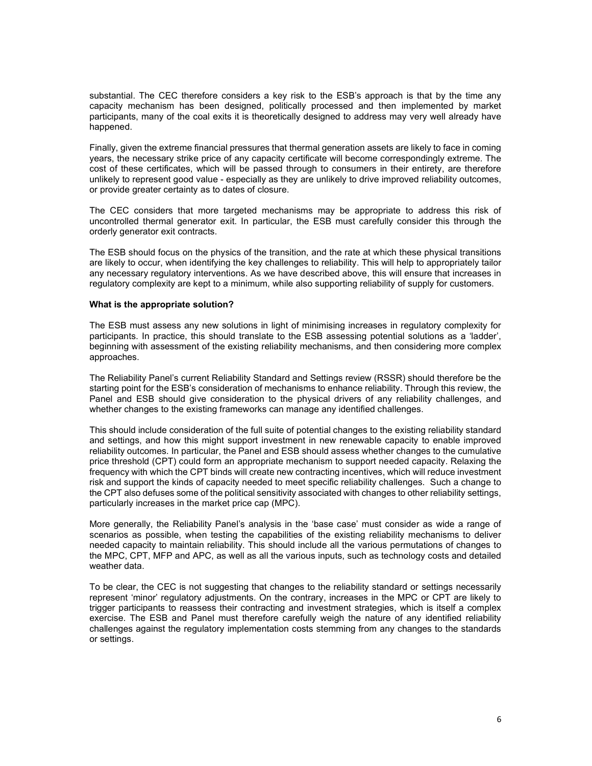substantial. The CEC therefore considers a key risk to the ESB's approach is that by the time any capacity mechanism has been designed, politically processed and then implemented by market participants, many of the coal exits it is theoretically designed to address may very well already have happened.

Finally, given the extreme financial pressures that thermal generation assets are likely to face in coming years, the necessary strike price of any capacity certificate will become correspondingly extreme. The cost of these certificates, which will be passed through to consumers in their entirety, are therefore unlikely to represent good value - especially as they are unlikely to drive improved reliability outcomes, or provide greater certainty as to dates of closure.

The CEC considers that more targeted mechanisms may be appropriate to address this risk of uncontrolled thermal generator exit. In particular, the ESB must carefully consider this through the orderly generator exit contracts.

The ESB should focus on the physics of the transition, and the rate at which these physical transitions are likely to occur, when identifying the key challenges to reliability. This will help to appropriately tailor any necessary regulatory interventions. As we have described above, this will ensure that increases in regulatory complexity are kept to a minimum, while also supporting reliability of supply for customers.

**What is the appropriate solution?**

The ESB must assess any new solutions in light of minimising increases in regulatory complexity for participants. In practice, this should translate to the ESB assessing potential solutions as a 'ladder', beginning with assessment of the existing reliability mechanisms, and then considering more complex approaches.

The Reliability Panel's current Reliability Standard and Settings review (RSSR) should therefore be the starting point for the ESB's consideration of mechanisms to enhance reliability. Through this review, the Panel and ESB should give consideration to the physical drivers of any reliability challenges, and whether changes to the existing frameworks can manage any identified challenges.

This should include consideration of the full suite of potential changes to the existing reliability standard and settings, and how this might support investment in new renewable capacity to enable improved reliability outcomes. In particular, the Panel and ESB should assess whether changes to the cumulative price threshold (CPT) could form an appropriate mechanism to support needed capacity. Relaxing the frequency with which the CPT binds will create new contracting incentives, which will reduce investment risk and support the kinds of capacity needed to meet specific reliability challenges. Such a change to the CPT also defuses some of the political sensitivity associated with changes to other reliability settings, particularly increases in the market price cap (MPC).

More generally, the Reliability Panel's analysis in the 'base case' must consider as wide a range of scenarios as possible, when testing the capabilities of the existing reliability mechanisms to deliver needed capacity to maintain reliability. This should include all the various permutations of changes to the MPC, CPT, MFP and APC, as well as all the various inputs, such as technology costs and detailed weather data.

To be clear, the CEC is not suggesting that changes to the reliability standard or settings necessarily represent 'minor' regulatory adjustments. On the contrary, increases in the MPC or CPT are likely to trigger participants to reassess their contracting and investment strategies, which is itself a complex exercise. The ESB and Panel must therefore carefully weigh the nature of any identified reliability challenges against the regulatory implementation costs stemming from any changes to the standards or settings.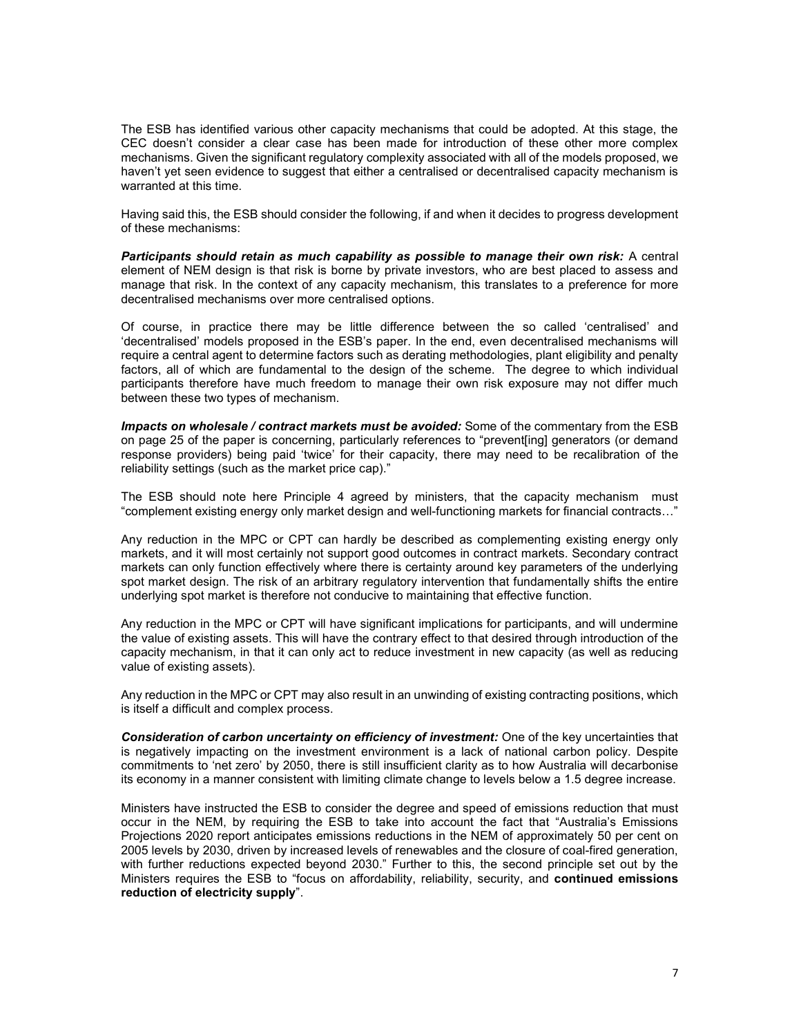The ESB has identified various other capacity mechanisms that could be adopted. At this stage, the CEC doesn't consider a clear case has been made for introduction of these other more complex mechanisms. Given the significant regulatory complexity associated with all of the models proposed, we haven't yet seen evidence to suggest that either a centralised or decentralised capacity mechanism is warranted at this time.

Having said this, the ESB should consider the following, if and when it decides to progress development of these mechanisms:

***Participants should retain as much capability as possible to manage their own risk:*** A central element of NEM design is that risk is borne by private investors, who are best placed to assess and manage that risk. In the context of any capacity mechanism, this translates to a preference for more decentralised mechanisms over more centralised options.

Of course, in practice there may be little difference between the so called 'centralised' and 'decentralised' models proposed in the ESB's paper. In the end, even decentralised mechanisms will require a central agent to determine factors such as derating methodologies, plant eligibility and penalty factors, all of which are fundamental to the design of the scheme. The degree to which individual participants therefore have much freedom to manage their own risk exposure may not differ much between these two types of mechanism.

***Impacts on wholesale / contract markets must be avoided:*** Some of the commentary from the ESB on page 25 of the paper is concerning, particularly references to "prevent[ing] generators (or demand response providers) being paid 'twice' for their capacity, there may need to be recalibration of the reliability settings (such as the market price cap)."

The ESB should note here Principle 4 agreed by ministers, that the capacity mechanism must "complement existing energy only market design and well-functioning markets for financial contracts…"

Any reduction in the MPC or CPT can hardly be described as complementing existing energy only markets, and it will most certainly not support good outcomes in contract markets. Secondary contract markets can only function effectively where there is certainty around key parameters of the underlying spot market design. The risk of an arbitrary regulatory intervention that fundamentally shifts the entire underlying spot market is therefore not conducive to maintaining that effective function.

Any reduction in the MPC or CPT will have significant implications for participants, and will undermine the value of existing assets. This will have the contrary effect to that desired through introduction of the capacity mechanism, in that it can only act to reduce investment in new capacity (as well as reducing value of existing assets).

Any reduction in the MPC or CPT may also result in an unwinding of existing contracting positions, which is itself a difficult and complex process.

***Consideration of carbon uncertainty on efficiency of investment:*** One of the key uncertainties that is negatively impacting on the investment environment is a lack of national carbon policy. Despite commitments to 'net zero' by 2050, there is still insufficient clarity as to how Australia will decarbonise its economy in a manner consistent with limiting climate change to levels below a 1.5 degree increase.

Ministers have instructed the ESB to consider the degree and speed of emissions reduction that must occur in the NEM, by requiring the ESB to take into account the fact that "Australia's Emissions Projections 2020 report anticipates emissions reductions in the NEM of approximately 50 per cent on 2005 levels by 2030, driven by increased levels of renewables and the closure of coal-fired generation, with further reductions expected beyond 2030." Further to this, the second principle set out by the Ministers requires the ESB to "focus on affordability, reliability, security, and **continued emissions reduction of electricity supply**".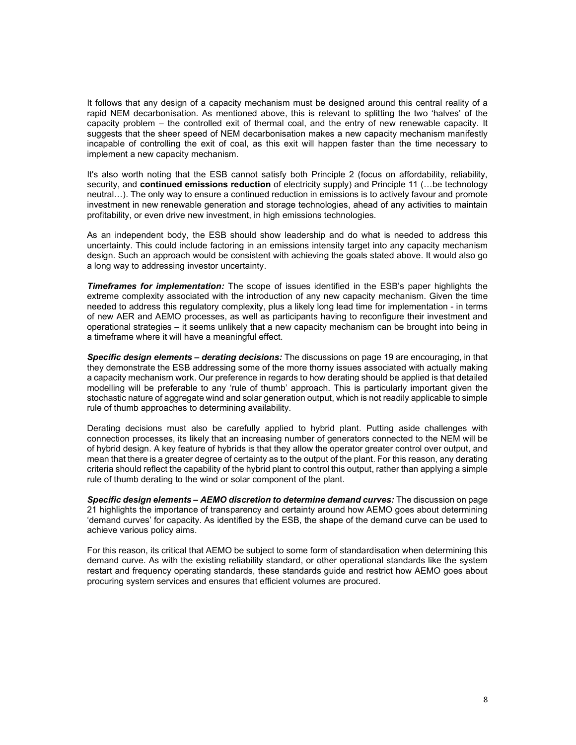It follows that any design of a capacity mechanism must be designed around this central reality of a rapid NEM decarbonisation. As mentioned above, this is relevant to splitting the two 'halves' of the capacity problem – the controlled exit of thermal coal, and the entry of new renewable capacity. It suggests that the sheer speed of NEM decarbonisation makes a new capacity mechanism manifestly incapable of controlling the exit of coal, as this exit will happen faster than the time necessary to implement a new capacity mechanism.

It's also worth noting that the ESB cannot satisfy both Principle 2 (focus on affordability, reliability, security, and **continued emissions reduction** of electricity supply) and Principle 11 (…be technology neutral…). The only way to ensure a continued reduction in emissions is to actively favour and promote investment in new renewable generation and storage technologies, ahead of any activities to maintain profitability, or even drive new investment, in high emissions technologies.

As an independent body, the ESB should show leadership and do what is needed to address this uncertainty. This could include factoring in an emissions intensity target into any capacity mechanism design. Such an approach would be consistent with achieving the goals stated above. It would also go a long way to addressing investor uncertainty.

***Timeframes for implementation:*** The scope of issues identified in the ESB's paper highlights the extreme complexity associated with the introduction of any new capacity mechanism. Given the time needed to address this regulatory complexity, plus a likely long lead time for implementation - in terms of new AER and AEMO processes, as well as participants having to reconfigure their investment and operational strategies – it seems unlikely that a new capacity mechanism can be brought into being in a timeframe where it will have a meaningful effect.

***Specific design elements – derating decisions:*** The discussions on page 19 are encouraging, in that they demonstrate the ESB addressing some of the more thorny issues associated with actually making a capacity mechanism work. Our preference in regards to how derating should be applied is that detailed modelling will be preferable to any 'rule of thumb' approach. This is particularly important given the stochastic nature of aggregate wind and solar generation output, which is not readily applicable to simple rule of thumb approaches to determining availability.

Derating decisions must also be carefully applied to hybrid plant. Putting aside challenges with connection processes, its likely that an increasing number of generators connected to the NEM will be of hybrid design. A key feature of hybrids is that they allow the operator greater control over output, and mean that there is a greater degree of certainty as to the output of the plant. For this reason, any derating criteria should reflect the capability of the hybrid plant to control this output, rather than applying a simple rule of thumb derating to the wind or solar component of the plant.

***Specific design elements – AEMO discretion to determine demand curves:*** The discussion on page 21 highlights the importance of transparency and certainty around how AEMO goes about determining 'demand curves' for capacity. As identified by the ESB, the shape of the demand curve can be used to achieve various policy aims.

For this reason, its critical that AEMO be subject to some form of standardisation when determining this demand curve. As with the existing reliability standard, or other operational standards like the system restart and frequency operating standards, these standards guide and restrict how AEMO goes about procuring system services and ensures that efficient volumes are procured.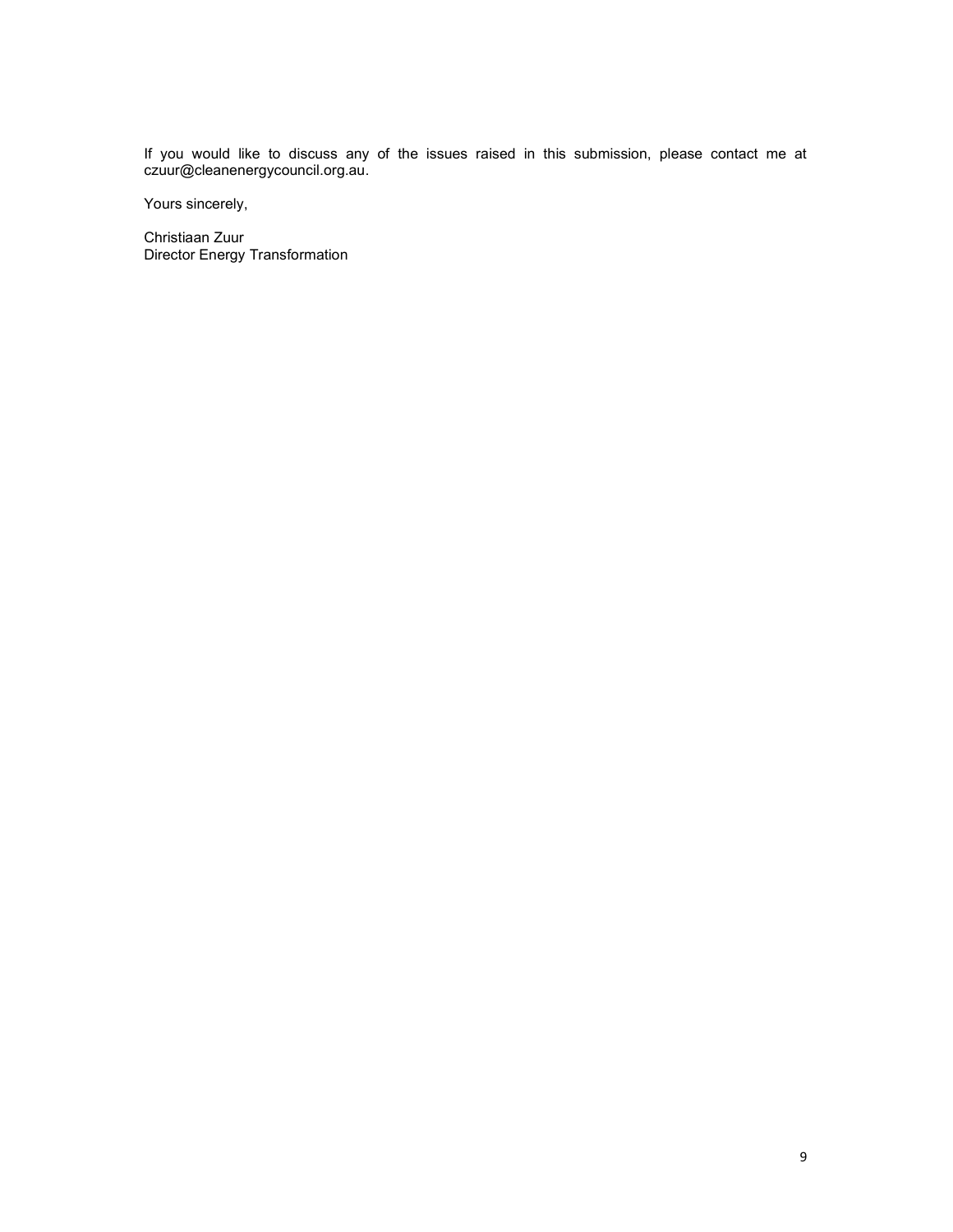If you would like to discuss any of the issues raised in this submission, please contact me at czuur@cleanenergycouncil.org.au.

Yours sincerely,

Christiaan Zuur
Director Energy Transformation